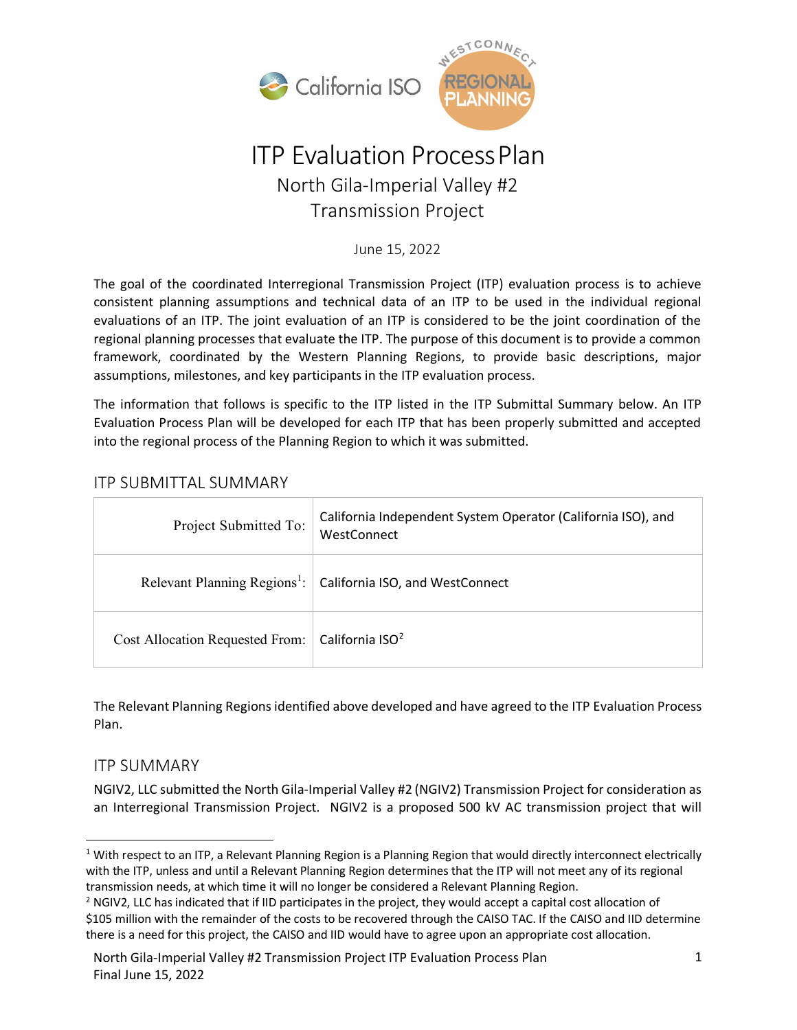# ITP Evaluation Process Plan

## North Gila-Imperial Valley #2 Transmission Project

June 15, 2022

The goal of the coordinated Interregional Transmission Project (ITP) evaluation process is to achieve consistent planning assumptions and technical data of an ITP to be used in the individual regional evaluations of an ITP. The joint evaluation of an ITP is considered to be the joint coordination of the regional planning processes that evaluate the ITP. The purpose of this document is to provide a common framework, coordinated by the Western Planning Regions, to provide basic descriptions, major assumptions, milestones, and key participants in the ITP evaluation process.

The information that follows is specific to the ITP listed in the ITP Submittal Summary below. An ITP Evaluation Process Plan will be developed for each ITP that has been properly submitted and accepted into the regional process of the Planning Region to which it was submitted.

## ITP SUBMITTAL SUMMARY

| | |
|---|---|
| Project Submitted To: | California Independent System Operator (California ISO), and WestConnect |
| Relevant Planning Regions[1]: | California ISO, and WestConnect |
| Cost Allocation Requested From: | California ISO[2] |

The Relevant Planning Regions identified above developed and have agreed to the ITP Evaluation Process Plan.

## ITP SUMMARY

NGIV2, LLC submitted the North Gila-Imperial Valley #2 (NGIV2) Transmission Project for consideration as an Interregional Transmission Project. NGIV2 is a proposed 500 kV AC transmission project that will

---

[1] With respect to an ITP, a Relevant Planning Region is a Planning Region that would directly interconnect electrically with the ITP, unless and until a Relevant Planning Region determines that the ITP will not meet any of its regional transmission needs, at which time it will no longer be considered a Relevant Planning Region.

[2] NGIV2, LLC has indicated that if IID participates in the project, they would accept a capital cost allocation of $105 million with the remainder of the costs to be recovered through the CAISO TAC. If the CAISO and IID determine there is a need for this project, the CAISO and IID would have to agree upon an appropriate cost allocation.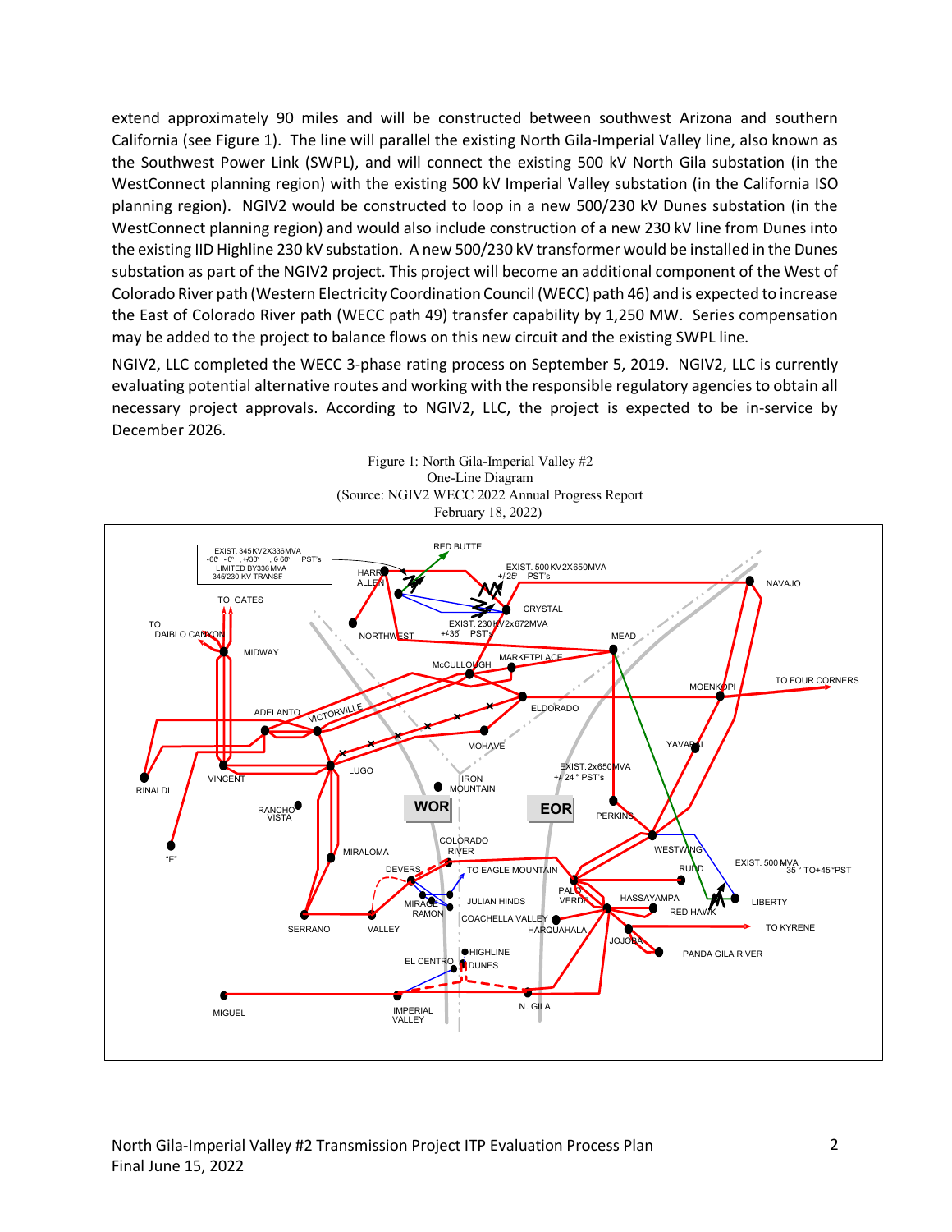extend approximately 90 miles and will be constructed between southwest Arizona and southern California (see Figure 1). The line will parallel the existing North Gila-Imperial Valley line, also known as the Southwest Power Link (SWPL), and will connect the existing 500 kV North Gila substation (in the WestConnect planning region) with the existing 500 kV Imperial Valley substation (in the California ISO planning region). NGIV2 would be constructed to loop in a new 500/230 kV Dunes substation (in the WestConnect planning region) and would also include construction of a new 230 kV line from Dunes into the existing IID Highline 230 kV substation. A new 500/230 kV transformer would be installed in the Dunes substation as part of the NGIV2 project. This project will become an additional component of the West of Colorado River path (Western Electricity Coordination Council (WECC) path 46) and is expected to increase the East of Colorado River path (WECC path 49) transfer capability by 1,250 MW. Series compensation may be added to the project to balance flows on this new circuit and the existing SWPL line.

NGIV2, LLC completed the WECC 3-phase rating process on September 5, 2019. NGIV2, LLC is currently evaluating potential alternative routes and working with the responsible regulatory agencies to obtain all necessary project approvals. According to NGIV2, LLC, the project is expected to be in-service by December 2026.

Figure 1: North Gila-Imperial Valley #2
One-Line Diagram
(Source: NGIV2 WECC 2022 Annual Progress Report
February 18, 2022)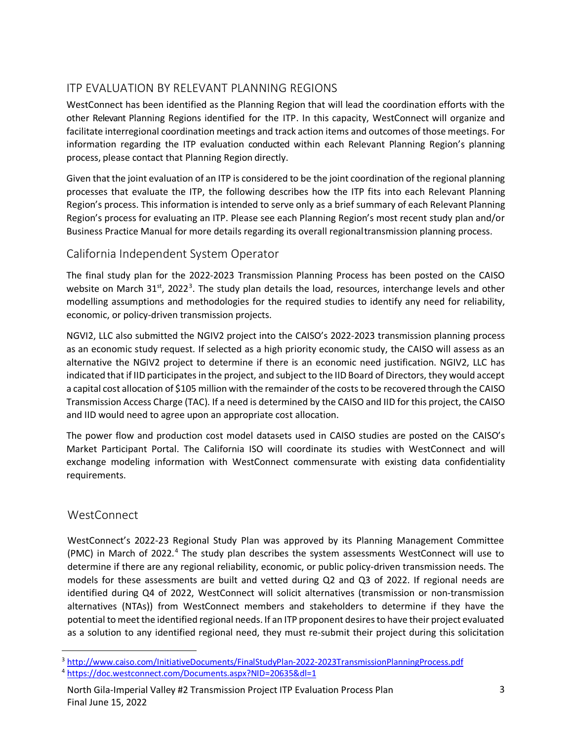## ITP EVALUATION BY RELEVANT PLANNING REGIONS

WestConnect has been identified as the Planning Region that will lead the coordination efforts with the other Relevant Planning Regions identified for the ITP. In this capacity, WestConnect will organize and facilitate interregional coordination meetings and track action items and outcomes of those meetings. For information regarding the ITP evaluation conducted within each Relevant Planning Region's planning process, please contact that Planning Region directly.

Given that the joint evaluation of an ITP is considered to be the joint coordination of the regional planning processes that evaluate the ITP, the following describes how the ITP fits into each Relevant Planning Region's process. This information is intended to serve only as a brief summary of each Relevant Planning Region's process for evaluating an ITP. Please see each Planning Region's most recent study plan and/or Business Practice Manual for more details regarding its overall regional transmission planning process.

### California Independent System Operator

The final study plan for the 2022-2023 Transmission Planning Process has been posted on the CAISO website on March 31st, 2022[3]. The study plan details the load, resources, interchange levels and other modelling assumptions and methodologies for the required studies to identify any need for reliability, economic, or policy-driven transmission projects.

NGVI2, LLC also submitted the NGIV2 project into the CAISO's 2022-2023 transmission planning process as an economic study request. If selected as a high priority economic study, the CAISO will assess as an alternative the NGIV2 project to determine if there is an economic need justification. NGIV2, LLC has indicated that if IID participates in the project, and subject to the IID Board of Directors, they would accept a capital cost allocation of $105 million with the remainder of the costs to be recovered through the CAISO Transmission Access Charge (TAC). If a need is determined by the CAISO and IID for this project, the CAISO and IID would need to agree upon an appropriate cost allocation.

The power flow and production cost model datasets used in CAISO studies are posted on the CAISO's Market Participant Portal. The California ISO will coordinate its studies with WestConnect and will exchange modeling information with WestConnect commensurate with existing data confidentiality requirements.

### WestConnect

WestConnect's 2022-23 Regional Study Plan was approved by its Planning Management Committee (PMC) in March of 2022.[4] The study plan describes the system assessments WestConnect will use to determine if there are any regional reliability, economic, or public policy-driven transmission needs. The models for these assessments are built and vetted during Q2 and Q3 of 2022. If regional needs are identified during Q4 of 2022, WestConnect will solicit alternatives (transmission or non-transmission alternatives (NTAs)) from WestConnect members and stakeholders to determine if they have the potential to meet the identified regional needs. If an ITP proponent desires to have their project evaluated as a solution to any identified regional need, they must re-submit their project during this solicitation

[3] http://www.caiso.com/InitiativeDocuments/FinalStudyPlan-2022-2023TransmissionPlanningProcess.pdf

[4] https://doc.westconnect.com/Documents.aspx?NID=20635&dl=1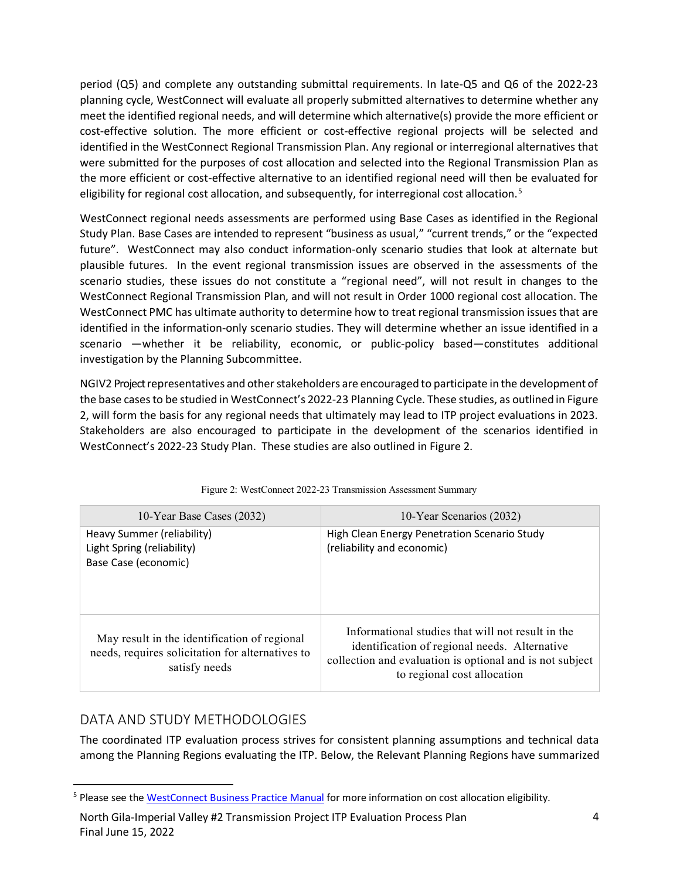period (Q5) and complete any outstanding submittal requirements. In late-Q5 and Q6 of the 2022-23 planning cycle, WestConnect will evaluate all properly submitted alternatives to determine whether any meet the identified regional needs, and will determine which alternative(s) provide the more efficient or cost-effective solution. The more efficient or cost-effective regional projects will be selected and identified in the WestConnect Regional Transmission Plan. Any regional or interregional alternatives that were submitted for the purposes of cost allocation and selected into the Regional Transmission Plan as the more efficient or cost-effective alternative to an identified regional need will then be evaluated for eligibility for regional cost allocation, and subsequently, for interregional cost allocation.[5]

WestConnect regional needs assessments are performed using Base Cases as identified in the Regional Study Plan. Base Cases are intended to represent "business as usual," "current trends," or the "expected future". WestConnect may also conduct information-only scenario studies that look at alternate but plausible futures. In the event regional transmission issues are observed in the assessments of the scenario studies, these issues do not constitute a "regional need", will not result in changes to the WestConnect Regional Transmission Plan, and will not result in Order 1000 regional cost allocation. The WestConnect PMC has ultimate authority to determine how to treat regional transmission issues that are identified in the information-only scenario studies. They will determine whether an issue identified in a scenario —whether it be reliability, economic, or public-policy based—constitutes additional investigation by the Planning Subcommittee.

NGIV2 Project representatives and other stakeholders are encouraged to participate in the development of the base cases to be studied in WestConnect's 2022-23 Planning Cycle. These studies, as outlined in Figure 2, will form the basis for any regional needs that ultimately may lead to ITP project evaluations in 2023. Stakeholders are also encouraged to participate in the development of the scenarios identified in WestConnect's 2022-23 Study Plan. These studies are also outlined in Figure 2.

Figure 2: WestConnect 2022-23 Transmission Assessment Summary

| 10-Year Base Cases (2032) | 10-Year Scenarios (2032) |
|---|---|
| Heavy Summer (reliability)<br>Light Spring (reliability)<br>Base Case (economic) | High Clean Energy Penetration Scenario Study (reliability and economic) |
| May result in the identification of regional needs, requires solicitation for alternatives to satisfy needs | Informational studies that will not result in the identification of regional needs. Alternative collection and evaluation is optional and is not subject to regional cost allocation |

## DATA AND STUDY METHODOLOGIES

The coordinated ITP evaluation process strives for consistent planning assumptions and technical data among the Planning Regions evaluating the ITP. Below, the Relevant Planning Regions have summarized

[5] Please see the WestConnect Business Practice Manual for more information on cost allocation eligibility.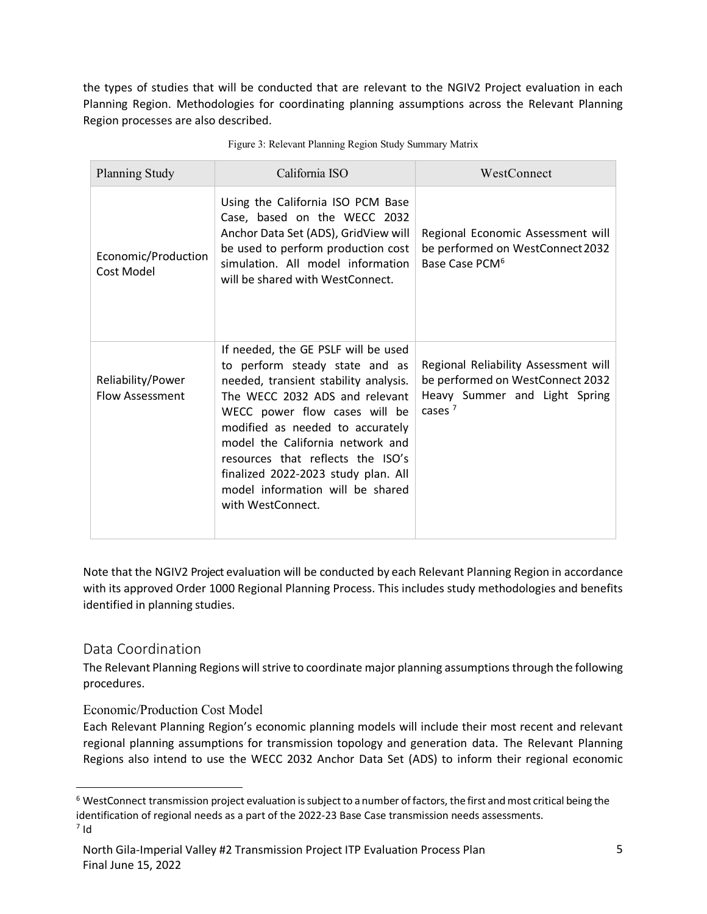the types of studies that will be conducted that are relevant to the NGIV2 Project evaluation in each Planning Region. Methodologies for coordinating planning assumptions across the Relevant Planning Region processes are also described.

Figure 3: Relevant Planning Region Study Summary Matrix

| Planning Study | California ISO | WestConnect |
|---|---|---|
| Economic/Production Cost Model | Using the California ISO PCM Base Case, based on the WECC 2032 Anchor Data Set (ADS), GridView will be used to perform production cost simulation. All model information will be shared with WestConnect. | Regional Economic Assessment will be performed on WestConnect 2032 Base Case PCM[6] |
| Reliability/Power Flow Assessment | If needed, the GE PSLF will be used to perform steady state and as needed, transient stability analysis. The WECC 2032 ADS and relevant WECC power flow cases will be modified as needed to accurately model the California network and resources that reflects the ISO's finalized 2022-2023 study plan. All model information will be shared with WestConnect. | Regional Reliability Assessment will be performed on WestConnect 2032 Heavy Summer and Light Spring cases [7] |

Note that the NGIV2 Project evaluation will be conducted by each Relevant Planning Region in accordance with its approved Order 1000 Regional Planning Process. This includes study methodologies and benefits identified in planning studies.

## Data Coordination

The Relevant Planning Regions will strive to coordinate major planning assumptions through the following procedures.

### Economic/Production Cost Model

Each Relevant Planning Region's economic planning models will include their most recent and relevant regional planning assumptions for transmission topology and generation data. The Relevant Planning Regions also intend to use the WECC 2032 Anchor Data Set (ADS) to inform their regional economic

[6] WestConnect transmission project evaluation is subject to a number of factors, the first and most critical being the identification of regional needs as a part of the 2022-23 Base Case transmission needs assessments.

[7] Id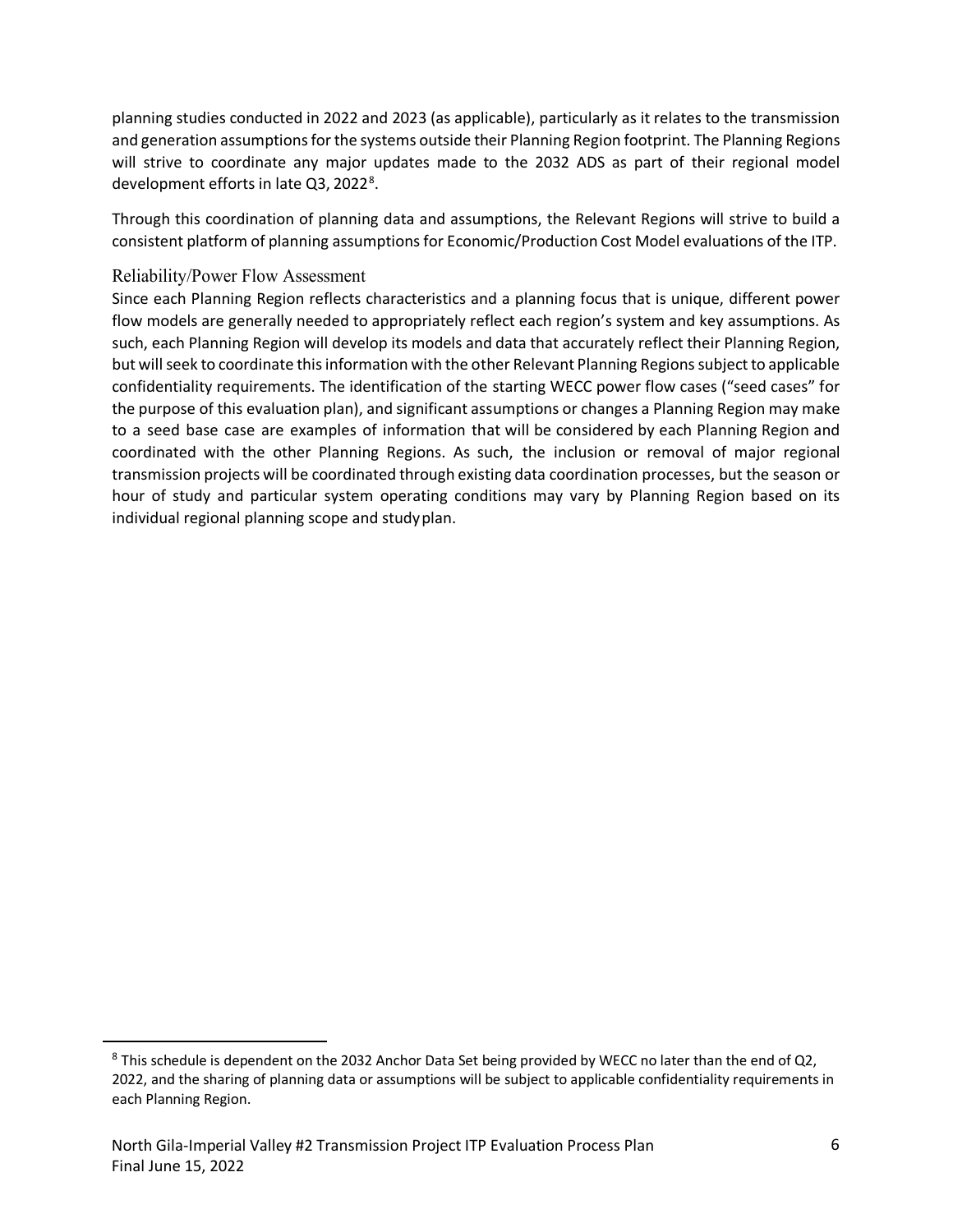planning studies conducted in 2022 and 2023 (as applicable), particularly as it relates to the transmission and generation assumptions for the systems outside their Planning Region footprint. The Planning Regions will strive to coordinate any major updates made to the 2032 ADS as part of their regional model development efforts in late Q3, 2022[8].

Through this coordination of planning data and assumptions, the Relevant Regions will strive to build a consistent platform of planning assumptions for Economic/Production Cost Model evaluations of the ITP.

### Reliability/Power Flow Assessment

Since each Planning Region reflects characteristics and a planning focus that is unique, different power flow models are generally needed to appropriately reflect each region's system and key assumptions. As such, each Planning Region will develop its models and data that accurately reflect their Planning Region, but will seek to coordinate this information with the other Relevant Planning Regions subject to applicable confidentiality requirements. The identification of the starting WECC power flow cases ("seed cases" for the purpose of this evaluation plan), and significant assumptions or changes a Planning Region may make to a seed base case are examples of information that will be considered by each Planning Region and coordinated with the other Planning Regions. As such, the inclusion or removal of major regional transmission projects will be coordinated through existing data coordination processes, but the season or hour of study and particular system operating conditions may vary by Planning Region based on its individual regional planning scope and study plan.

[8] This schedule is dependent on the 2032 Anchor Data Set being provided by WECC no later than the end of Q2, 2022, and the sharing of planning data or assumptions will be subject to applicable confidentiality requirements in each Planning Region.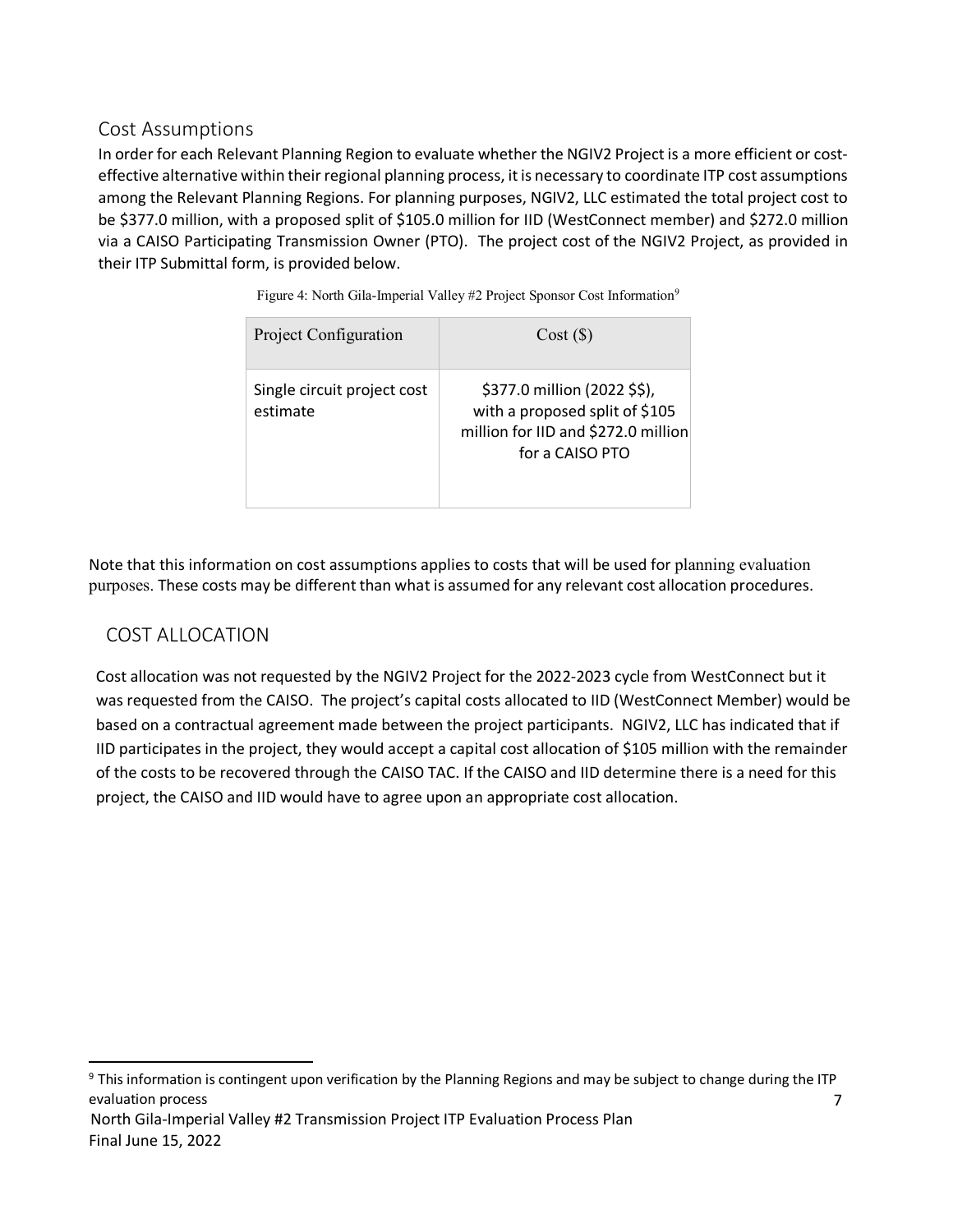## Cost Assumptions

In order for each Relevant Planning Region to evaluate whether the NGIV2 Project is a more efficient or cost-effective alternative within their regional planning process, it is necessary to coordinate ITP cost assumptions among the Relevant Planning Regions. For planning purposes, NGIV2, LLC estimated the total project cost to be $377.0 million, with a proposed split of $105.0 million for IID (WestConnect member) and $272.0 million via a CAISO Participating Transmission Owner (PTO). The project cost of the NGIV2 Project, as provided in their ITP Submittal form, is provided below.

Figure 4: North Gila-Imperial Valley #2 Project Sponsor Cost Information[9]

| Project Configuration | Cost ($) |
|---|---|
| Single circuit project cost estimate | $377.0 million (2022 $$), with a proposed split of $105 million for IID and $272.0 million for a CAISO PTO |

Note that this information on cost assumptions applies to costs that will be used for planning evaluation purposes. These costs may be different than what is assumed for any relevant cost allocation procedures.

## COST ALLOCATION

Cost allocation was not requested by the NGIV2 Project for the 2022-2023 cycle from WestConnect but it was requested from the CAISO. The project's capital costs allocated to IID (WestConnect Member) would be based on a contractual agreement made between the project participants. NGIV2, LLC has indicated that if IID participates in the project, they would accept a capital cost allocation of $105 million with the remainder of the costs to be recovered through the CAISO TAC. If the CAISO and IID determine there is a need for this project, the CAISO and IID would have to agree upon an appropriate cost allocation.

[9] This information is contingent upon verification by the Planning Regions and may be subject to change during the ITP evaluation process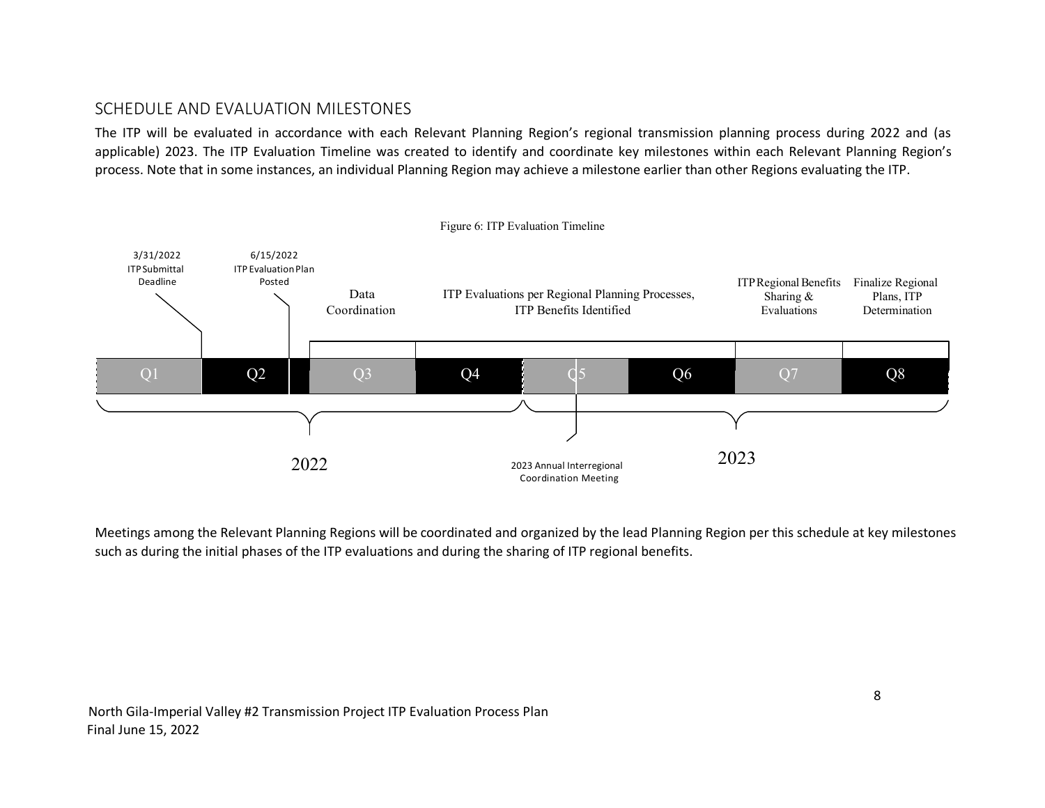## SCHEDULE AND EVALUATION MILESTONES

The ITP will be evaluated in accordance with each Relevant Planning Region's regional transmission planning process during 2022 and (as applicable) 2023. The ITP Evaluation Timeline was created to identify and coordinate key milestones within each Relevant Planning Region's process. Note that in some instances, an individual Planning Region may achieve a milestone earlier than other Regions evaluating the ITP.

Figure 6: ITP Evaluation Timeline

3/31/2022 ITP Submittal Deadline

6/15/2022 ITP Evaluation Plan Posted

Data Coordination

ITP Evaluations per Regional Planning Processes, ITP Benefits Identified

ITP Regional Benefits Sharing & Evaluations

Finalize Regional Plans, ITP Determination

Q1 Q2 Q3 Q4 Q5 Q6 Q7 Q8

2022

2023 Annual Interregional Coordination Meeting

2023

Meetings among the Relevant Planning Regions will be coordinated and organized by the lead Planning Region per this schedule at key milestones such as during the initial phases of the ITP evaluations and during the sharing of ITP regional benefits.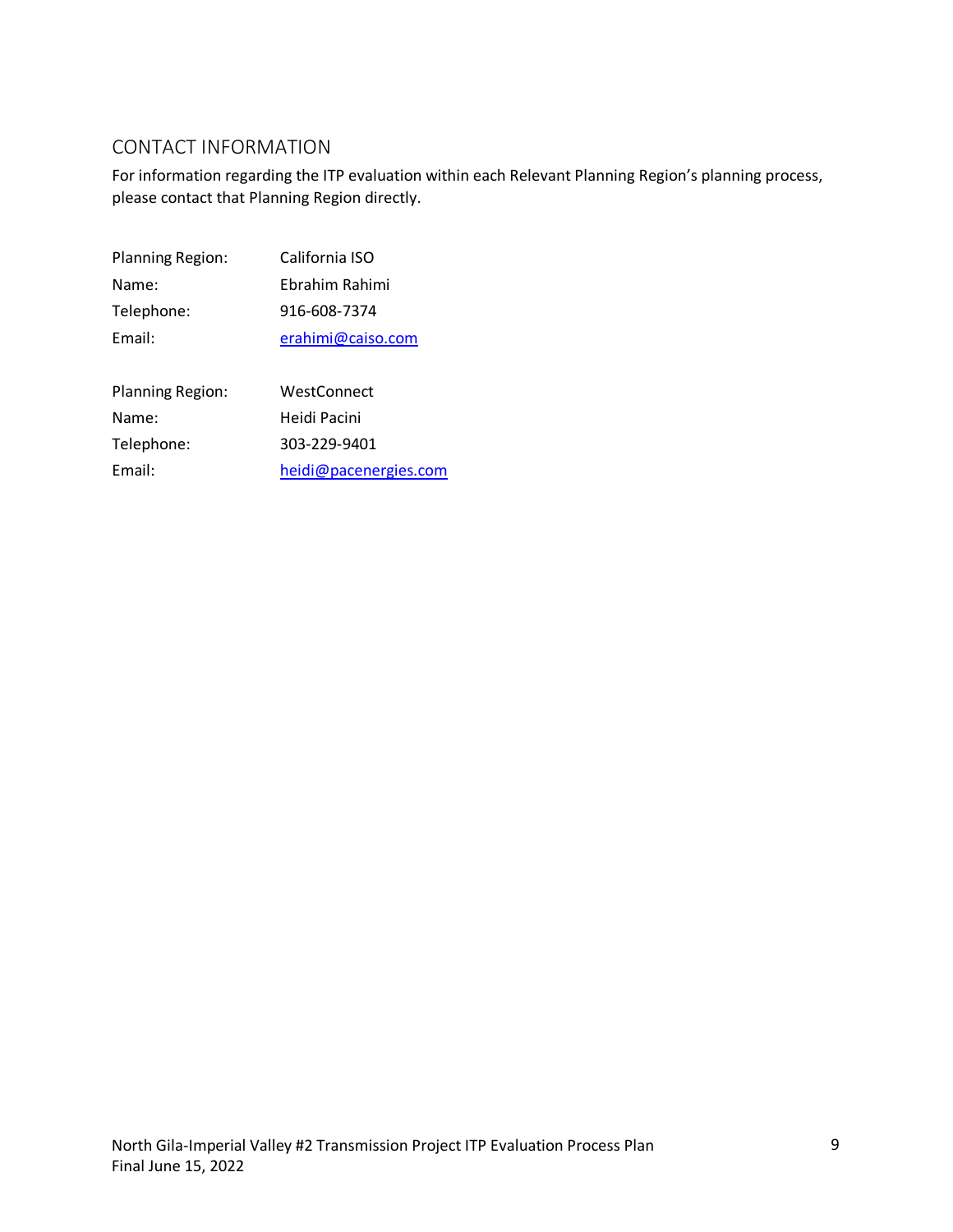## CONTACT INFORMATION

For information regarding the ITP evaluation within each Relevant Planning Region's planning process, please contact that Planning Region directly.

| | |
|---|---|
| Planning Region: | California ISO |
| Name: | Ebrahim Rahimi |
| Telephone: | 916-608-7374 |
| Email: | erahimi@caiso.com |

| | |
|---|---|
| Planning Region: | WestConnect |
| Name: | Heidi Pacini |
| Telephone: | 303-229-9401 |
| Email: | heidi@pacenergies.com |